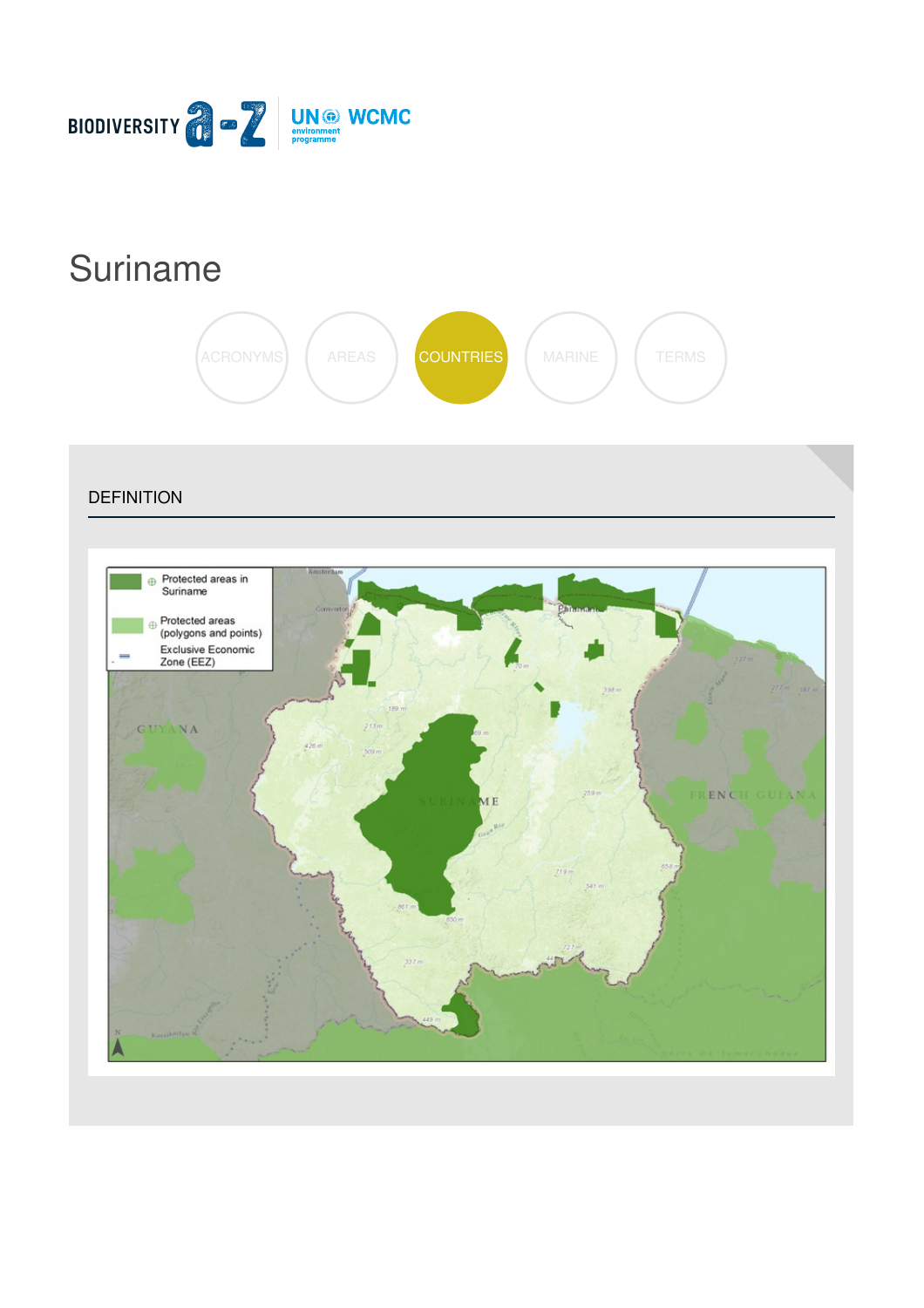# Suriname

ACRONYMS AREAS COUNTRIES MARINE TERMS

## DEFINITION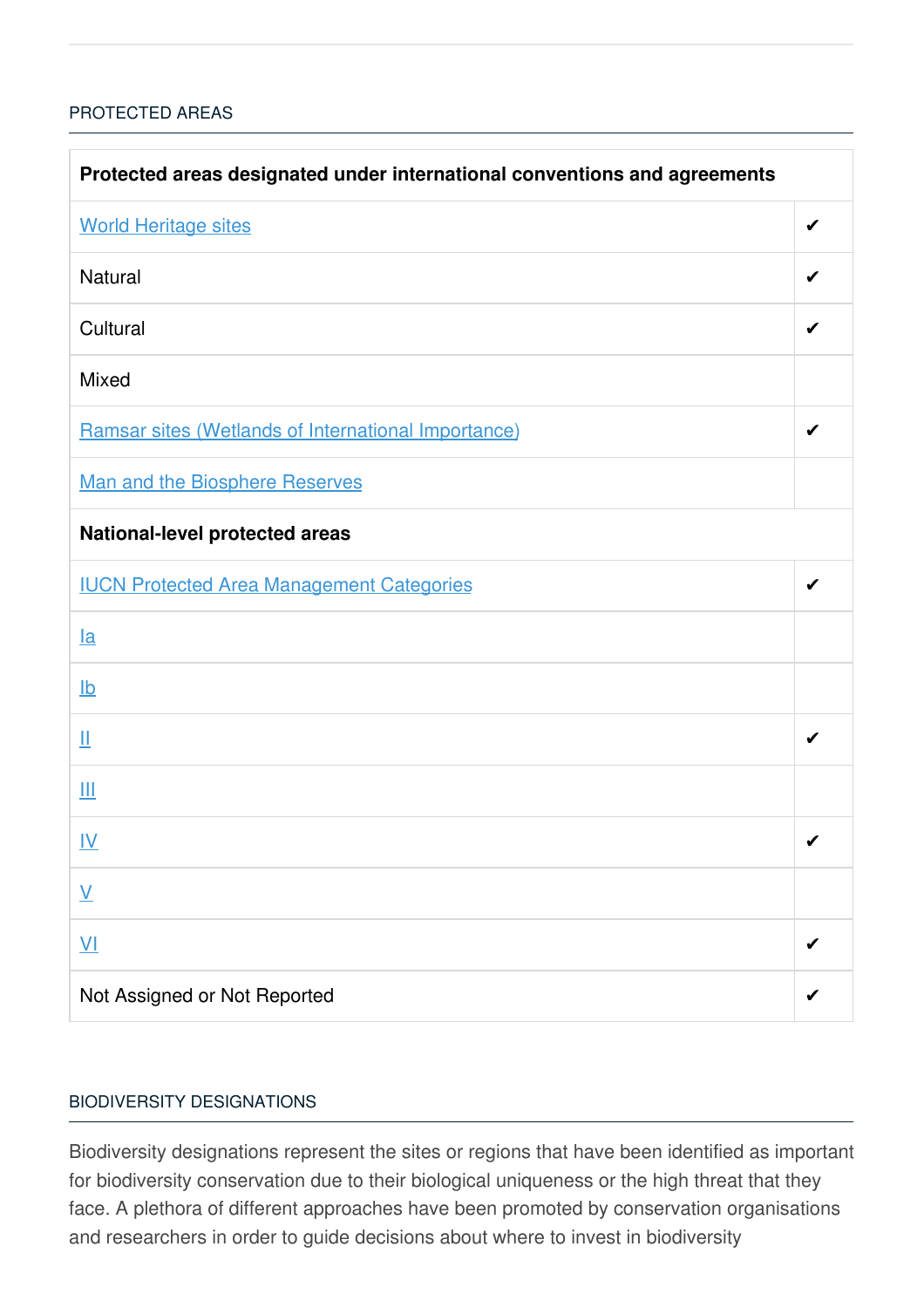## PROTECTED AREAS

| Protected areas designated under international conventions and agreements | |
|---|---|
| World Heritage sites | ✔ |
| Natural | ✔ |
| Cultural | ✔ |
| Mixed | |
| Ramsar sites (Wetlands of International Importance) | ✔ |
| Man and the Biosphere Reserves | |
| **National-level protected areas** | |
| IUCN Protected Area Management Categories | ✔ |
| Ia | |
| Ib | |
| II | ✔ |
| III | |
| IV | ✔ |
| V | |
| VI | ✔ |
| Not Assigned or Not Reported | ✔ |

## BIODIVERSITY DESIGNATIONS

Biodiversity designations represent the sites or regions that have been identified as important for biodiversity conservation due to their biological uniqueness or the high threat that they face. A plethora of different approaches have been promoted by conservation organisations and researchers in order to guide decisions about where to invest in biodiversity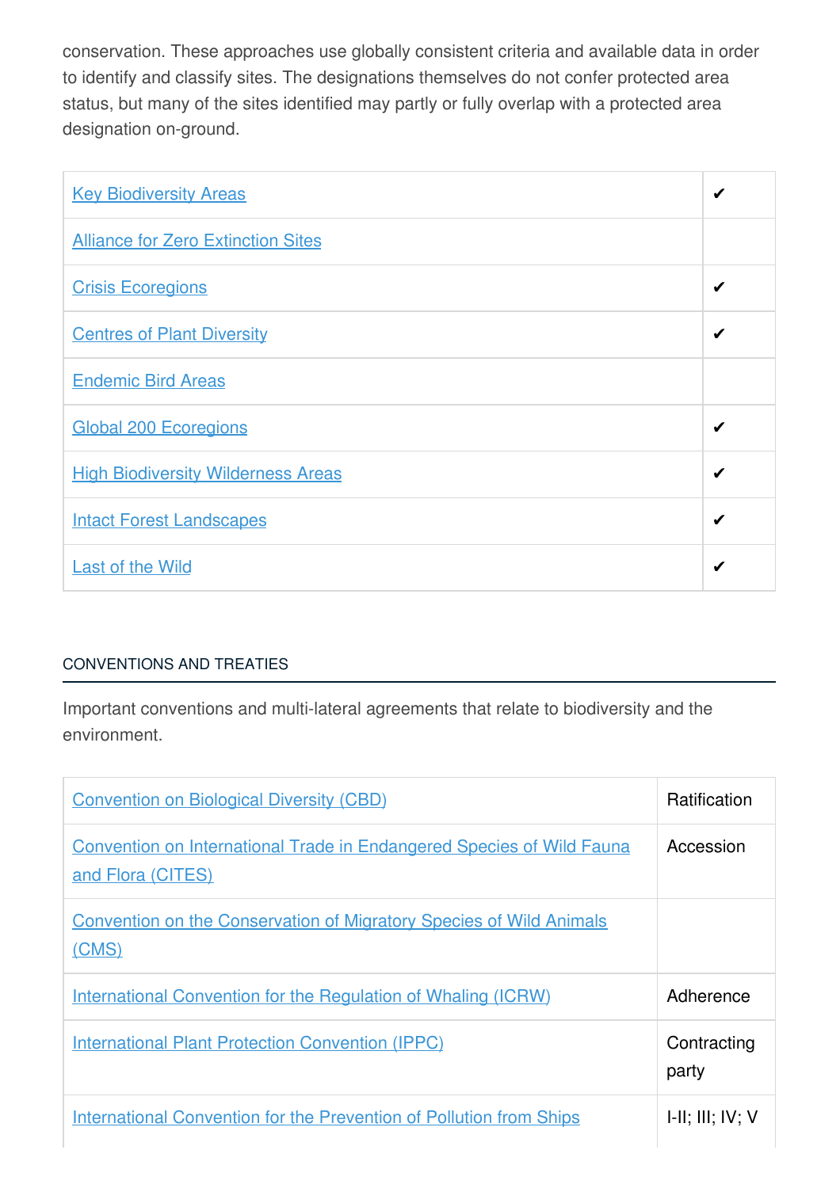conservation. These approaches use globally consistent criteria and available data in order to identify and classify sites. The designations themselves do not confer protected area status, but many of the sites identified may partly or fully overlap with a protected area designation on-ground.

| | |
|---|---|
| Key Biodiversity Areas | ✔ |
| Alliance for Zero Extinction Sites | |
| Crisis Ecoregions | ✔ |
| Centres of Plant Diversity | ✔ |
| Endemic Bird Areas | |
| Global 200 Ecoregions | ✔ |
| High Biodiversity Wilderness Areas | ✔ |
| Intact Forest Landscapes | ✔ |
| Last of the Wild | ✔ |

## CONVENTIONS AND TREATIES

Important conventions and multi-lateral agreements that relate to biodiversity and the environment.

| | |
|---|---|
| Convention on Biological Diversity (CBD) | Ratification |
| Convention on International Trade in Endangered Species of Wild Fauna and Flora (CITES) | Accession |
| Convention on the Conservation of Migratory Species of Wild Animals (CMS) | |
| International Convention for the Regulation of Whaling (ICRW) | Adherence |
| International Plant Protection Convention (IPPC) | Contracting party |
| International Convention for the Prevention of Pollution from Ships | I-II; III; IV; V |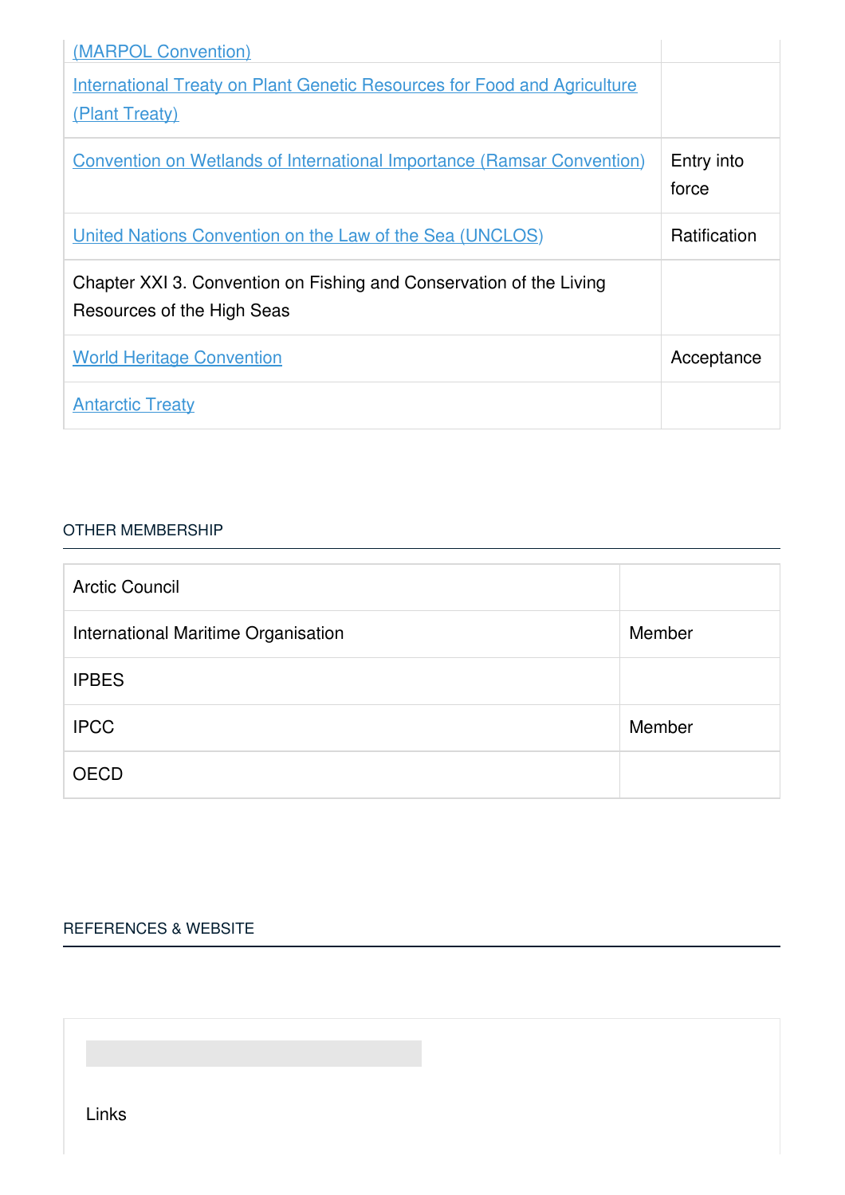| | |
|---|---|
| (MARPOL Convention) | |
| International Treaty on Plant Genetic Resources for Food and Agriculture (Plant Treaty) | |
| Convention on Wetlands of International Importance (Ramsar Convention) | Entry into force |
| United Nations Convention on the Law of the Sea (UNCLOS) | Ratification |
| Chapter XXI 3. Convention on Fishing and Conservation of the Living Resources of the High Seas | |
| World Heritage Convention | Acceptance |
| Antarctic Treaty | |

## OTHER MEMBERSHIP

| | |
|---|---|
| Arctic Council | |
| International Maritime Organisation | Member |
| IPBES | |
| IPCC | Member |
| OECD | |

## REFERENCES & WEBSITE

Links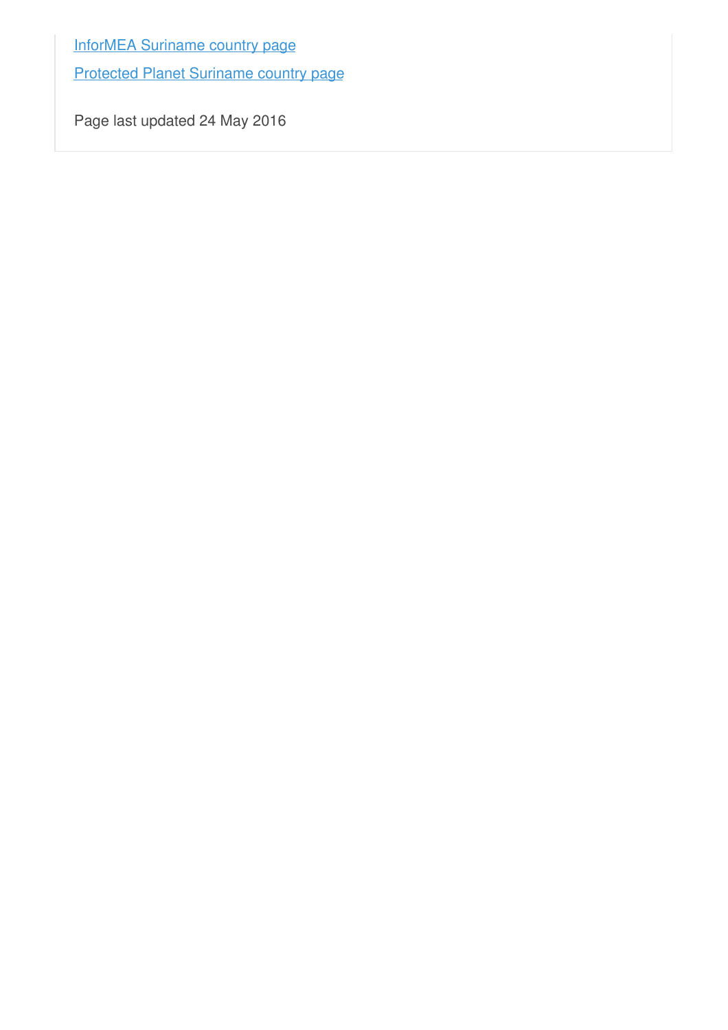[InforMEA Suriname country page]

[Protected Planet Suriname country page]

Page last updated 24 May 2016